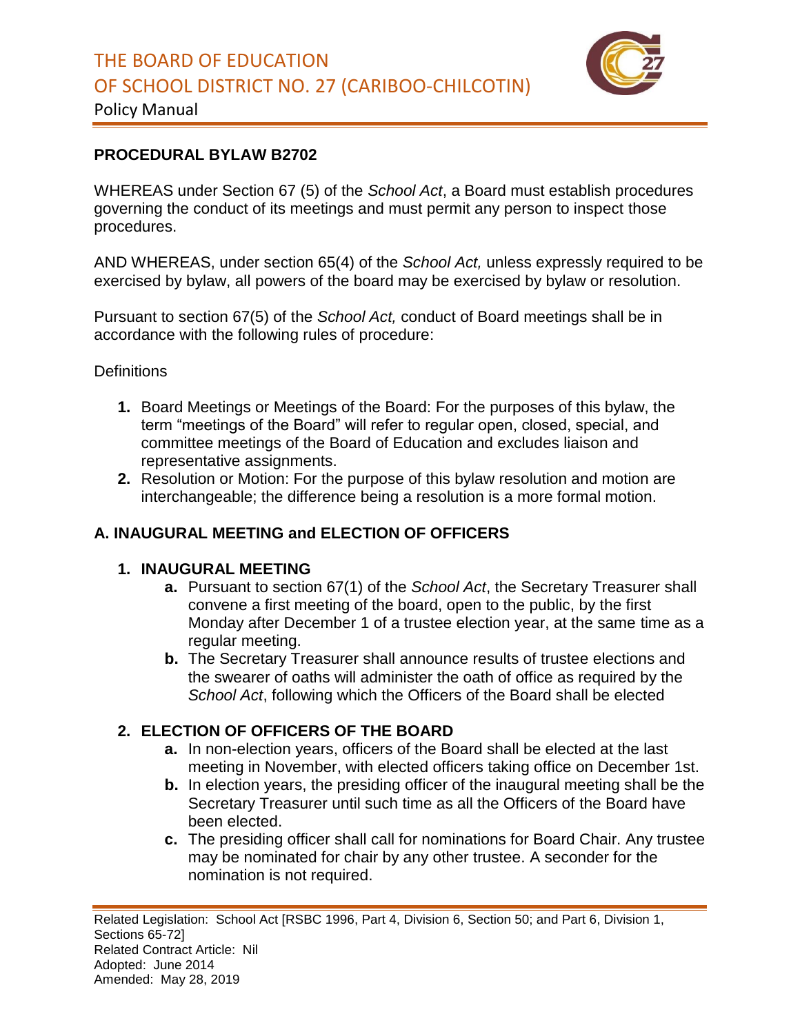# THE BOARD OF EDUCATION OF SCHOOL DISTRICT NO. 27 (CARIBOO-CHILCOTIN)

Policy Manual

## PROCEDURAL BYLAW B2702

WHEREAS under Section 67 (5) of the *School Act*, a Board must establish procedures governing the conduct of its meetings and must permit any person to inspect those procedures.

AND WHEREAS, under section 65(4) of the *School Act,* unless expressly required to be exercised by bylaw, all powers of the board may be exercised by bylaw or resolution.

Pursuant to section 67(5) of the *School Act,* conduct of Board meetings shall be in accordance with the following rules of procedure:

Definitions

1. Board Meetings or Meetings of the Board: For the purposes of this bylaw, the term "meetings of the Board" will refer to regular open, closed, special, and committee meetings of the Board of Education and excludes liaison and representative assignments.
2. Resolution or Motion: For the purpose of this bylaw resolution and motion are interchangeable; the difference being a resolution is a more formal motion.

### A. INAUGURAL MEETING and ELECTION OF OFFICERS

#### 1. INAUGURAL MEETING

- **a.** Pursuant to section 67(1) of the *School Act*, the Secretary Treasurer shall convene a first meeting of the board, open to the public, by the first Monday after December 1 of a trustee election year, at the same time as a regular meeting.
- **b.** The Secretary Treasurer shall announce results of trustee elections and the swearer of oaths will administer the oath of office as required by the *School Act*, following which the Officers of the Board shall be elected

#### 2. ELECTION OF OFFICERS OF THE BOARD

- **a.** In non-election years, officers of the Board shall be elected at the last meeting in November, with elected officers taking office on December 1st.
- **b.** In election years, the presiding officer of the inaugural meeting shall be the Secretary Treasurer until such time as all the Officers of the Board have been elected.
- **c.** The presiding officer shall call for nominations for Board Chair. Any trustee may be nominated for chair by any other trustee. A seconder for the nomination is not required.

Related Legislation: School Act [RSBC 1996, Part 4, Division 6, Section 50; and Part 6, Division 1, Sections 65-72]
Related Contract Article: Nil
Adopted: June 2014
Amended: May 28, 2019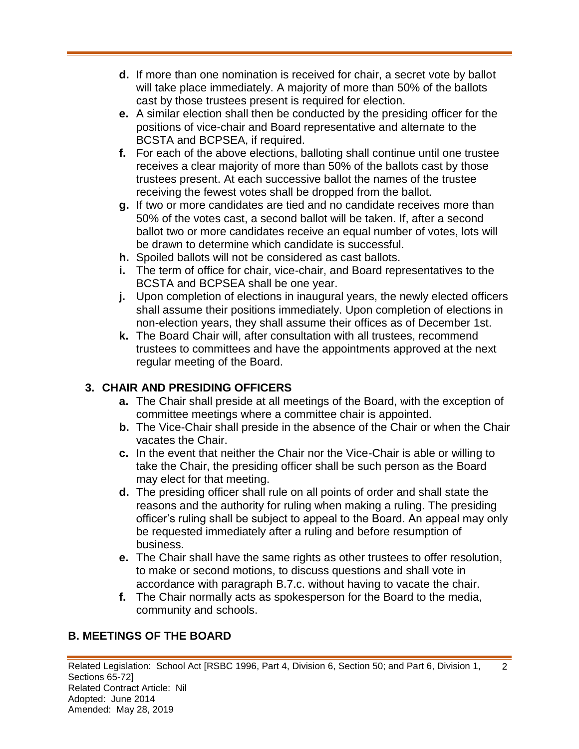- **d.** If more than one nomination is received for chair, a secret vote by ballot will take place immediately. A majority of more than 50% of the ballots cast by those trustees present is required for election.
- **e.** A similar election shall then be conducted by the presiding officer for the positions of vice-chair and Board representative and alternate to the BCSTA and BCPSEA, if required.
- **f.** For each of the above elections, balloting shall continue until one trustee receives a clear majority of more than 50% of the ballots cast by those trustees present. At each successive ballot the names of the trustee receiving the fewest votes shall be dropped from the ballot.
- **g.** If two or more candidates are tied and no candidate receives more than 50% of the votes cast, a second ballot will be taken. If, after a second ballot two or more candidates receive an equal number of votes, lots will be drawn to determine which candidate is successful.
- **h.** Spoiled ballots will not be considered as cast ballots.
- **i.** The term of office for chair, vice-chair, and Board representatives to the BCSTA and BCPSEA shall be one year.
- **j.** Upon completion of elections in inaugural years, the newly elected officers shall assume their positions immediately. Upon completion of elections in non-election years, they shall assume their offices as of December 1st.
- **k.** The Board Chair will, after consultation with all trustees, recommend trustees to committees and have the appointments approved at the next regular meeting of the Board.

### 3. CHAIR AND PRESIDING OFFICERS

- **a.** The Chair shall preside at all meetings of the Board, with the exception of committee meetings where a committee chair is appointed.
- **b.** The Vice-Chair shall preside in the absence of the Chair or when the Chair vacates the Chair.
- **c.** In the event that neither the Chair nor the Vice-Chair is able or willing to take the Chair, the presiding officer shall be such person as the Board may elect for that meeting.
- **d.** The presiding officer shall rule on all points of order and shall state the reasons and the authority for ruling when making a ruling. The presiding officer's ruling shall be subject to appeal to the Board. An appeal may only be requested immediately after a ruling and before resumption of business.
- **e.** The Chair shall have the same rights as other trustees to offer resolution, to make or second motions, to discuss questions and shall vote in accordance with paragraph B.7.c. without having to vacate the chair.
- **f.** The Chair normally acts as spokesperson for the Board to the media, community and schools.

## B. MEETINGS OF THE BOARD

Related Legislation: School Act [RSBC 1996, Part 4, Division 6, Section 50; and Part 6, Division 1, Sections 65-72]
Related Contract Article: Nil
Adopted: June 2014
Amended: May 28, 2019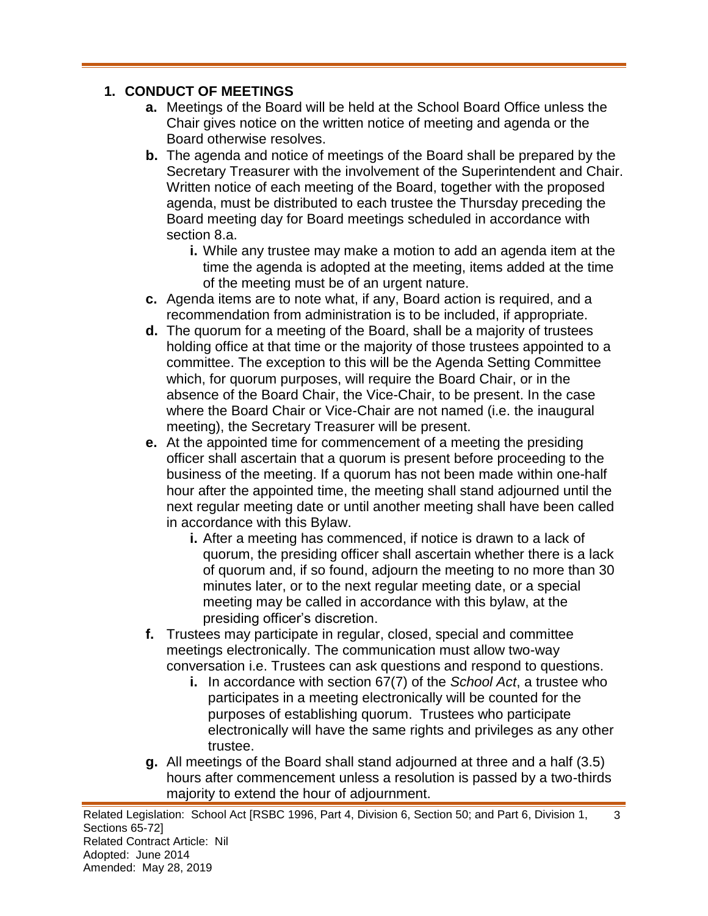## 1. CONDUCT OF MEETINGS

**a.** Meetings of the Board will be held at the School Board Office unless the Chair gives notice on the written notice of meeting and agenda or the Board otherwise resolves.

**b.** The agenda and notice of meetings of the Board shall be prepared by the Secretary Treasurer with the involvement of the Superintendent and Chair. Written notice of each meeting of the Board, together with the proposed agenda, must be distributed to each trustee the Thursday preceding the Board meeting day for Board meetings scheduled in accordance with section 8.a.

- **i.** While any trustee may make a motion to add an agenda item at the time the agenda is adopted at the meeting, items added at the time of the meeting must be of an urgent nature.

**c.** Agenda items are to note what, if any, Board action is required, and a recommendation from administration is to be included, if appropriate.

**d.** The quorum for a meeting of the Board, shall be a majority of trustees holding office at that time or the majority of those trustees appointed to a committee. The exception to this will be the Agenda Setting Committee which, for quorum purposes, will require the Board Chair, or in the absence of the Board Chair, the Vice-Chair, to be present. In the case where the Board Chair or Vice-Chair are not named (i.e. the inaugural meeting), the Secretary Treasurer will be present.

**e.** At the appointed time for commencement of a meeting the presiding officer shall ascertain that a quorum is present before proceeding to the business of the meeting. If a quorum has not been made within one-half hour after the appointed time, the meeting shall stand adjourned until the next regular meeting date or until another meeting shall have been called in accordance with this Bylaw.

- **i.** After a meeting has commenced, if notice is drawn to a lack of quorum, the presiding officer shall ascertain whether there is a lack of quorum and, if so found, adjourn the meeting to no more than 30 minutes later, or to the next regular meeting date, or a special meeting may be called in accordance with this bylaw, at the presiding officer's discretion.

**f.** Trustees may participate in regular, closed, special and committee meetings electronically. The communication must allow two-way conversation i.e. Trustees can ask questions and respond to questions.

- **i.** In accordance with section 67(7) of the *School Act*, a trustee who participates in a meeting electronically will be counted for the purposes of establishing quorum. Trustees who participate electronically will have the same rights and privileges as any other trustee.

**g.** All meetings of the Board shall stand adjourned at three and a half (3.5) hours after commencement unless a resolution is passed by a two-thirds majority to extend the hour of adjournment.

Related Legislation: School Act [RSBC 1996, Part 4, Division 6, Section 50; and Part 6, Division 1, Sections 65-72]
Related Contract Article: Nil
Adopted: June 2014
Amended: May 28, 2019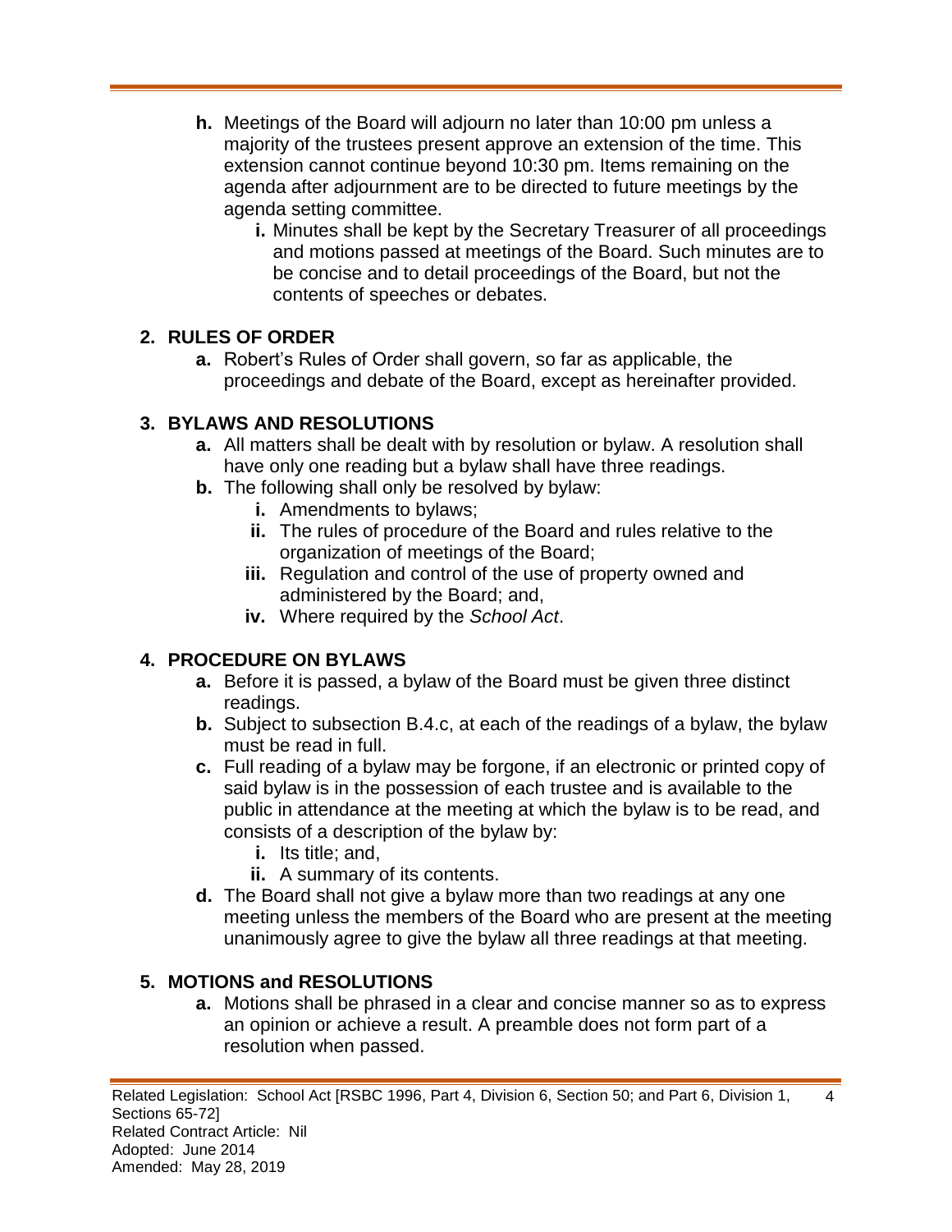- **h.** Meetings of the Board will adjourn no later than 10:00 pm unless a majority of the trustees present approve an extension of the time. This extension cannot continue beyond 10:30 pm. Items remaining on the agenda after adjournment are to be directed to future meetings by the agenda setting committee.
  - **i.** Minutes shall be kept by the Secretary Treasurer of all proceedings and motions passed at meetings of the Board. Such minutes are to be concise and to detail proceedings of the Board, but not the contents of speeches or debates.

## 2. RULES OF ORDER

- **a.** Robert's Rules of Order shall govern, so far as applicable, the proceedings and debate of the Board, except as hereinafter provided.

## 3. BYLAWS AND RESOLUTIONS

- **a.** All matters shall be dealt with by resolution or bylaw. A resolution shall have only one reading but a bylaw shall have three readings.
- **b.** The following shall only be resolved by bylaw:
  - **i.** Amendments to bylaws;
  - **ii.** The rules of procedure of the Board and rules relative to the organization of meetings of the Board;
  - **iii.** Regulation and control of the use of property owned and administered by the Board; and,
  - **iv.** Where required by the *School Act*.

## 4. PROCEDURE ON BYLAWS

- **a.** Before it is passed, a bylaw of the Board must be given three distinct readings.
- **b.** Subject to subsection B.4.c, at each of the readings of a bylaw, the bylaw must be read in full.
- **c.** Full reading of a bylaw may be forgone, if an electronic or printed copy of said bylaw is in the possession of each trustee and is available to the public in attendance at the meeting at which the bylaw is to be read, and consists of a description of the bylaw by:
  - **i.** Its title; and,
  - **ii.** A summary of its contents.
- **d.** The Board shall not give a bylaw more than two readings at any one meeting unless the members of the Board who are present at the meeting unanimously agree to give the bylaw all three readings at that meeting.

## 5. MOTIONS and RESOLUTIONS

- **a.** Motions shall be phrased in a clear and concise manner so as to express an opinion or achieve a result. A preamble does not form part of a resolution when passed.

Related Legislation: School Act [RSBC 1996, Part 4, Division 6, Section 50; and Part 6, Division 1, Sections 65-72]
Related Contract Article: Nil
Adopted: June 2014
Amended: May 28, 2019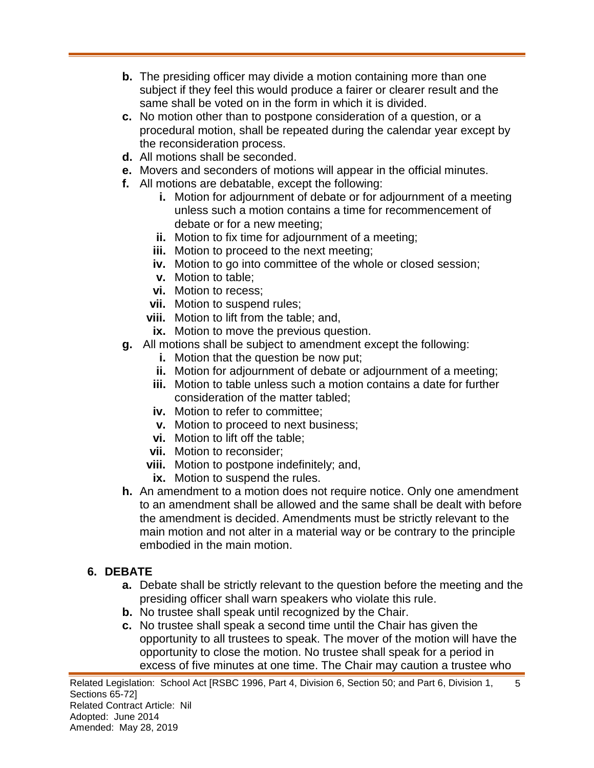- **b.** The presiding officer may divide a motion containing more than one subject if they feel this would produce a fairer or clearer result and the same shall be voted on in the form in which it is divided.
- **c.** No motion other than to postpone consideration of a question, or a procedural motion, shall be repeated during the calendar year except by the reconsideration process.
- **d.** All motions shall be seconded.
- **e.** Movers and seconders of motions will appear in the official minutes.
- **f.** All motions are debatable, except the following:
  - **i.** Motion for adjournment of debate or for adjournment of a meeting unless such a motion contains a time for recommencement of debate or for a new meeting;
  - **ii.** Motion to fix time for adjournment of a meeting;
  - **iii.** Motion to proceed to the next meeting;
  - **iv.** Motion to go into committee of the whole or closed session;
  - **v.** Motion to table;
  - **vi.** Motion to recess;
  - **vii.** Motion to suspend rules;
  - **viii.** Motion to lift from the table; and,
  - **ix.** Motion to move the previous question.
- **g.** All motions shall be subject to amendment except the following:
  - **i.** Motion that the question be now put;
  - **ii.** Motion for adjournment of debate or adjournment of a meeting;
  - **iii.** Motion to table unless such a motion contains a date for further consideration of the matter tabled;
  - **iv.** Motion to refer to committee;
  - **v.** Motion to proceed to next business;
  - **vi.** Motion to lift off the table;
  - **vii.** Motion to reconsider;
  - **viii.** Motion to postpone indefinitely; and,
  - **ix.** Motion to suspend the rules.
- **h.** An amendment to a motion does not require notice. Only one amendment to an amendment shall be allowed and the same shall be dealt with before the amendment is decided. Amendments must be strictly relevant to the main motion and not alter in a material way or be contrary to the principle embodied in the main motion.

## 6. DEBATE

- **a.** Debate shall be strictly relevant to the question before the meeting and the presiding officer shall warn speakers who violate this rule.
- **b.** No trustee shall speak until recognized by the Chair.
- **c.** No trustee shall speak a second time until the Chair has given the opportunity to all trustees to speak. The mover of the motion will have the opportunity to close the motion. No trustee shall speak for a period in excess of five minutes at one time. The Chair may caution a trustee who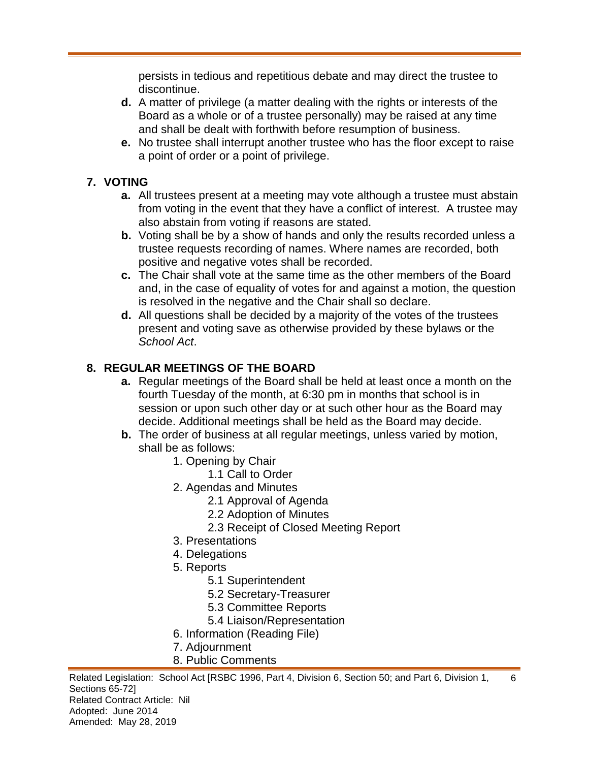persists in tedious and repetitious debate and may direct the trustee to discontinue.

**d.** A matter of privilege (a matter dealing with the rights or interests of the Board as a whole or of a trustee personally) may be raised at any time and shall be dealt with forthwith before resumption of business.

**e.** No trustee shall interrupt another trustee who has the floor except to raise a point of order or a point of privilege.

## 7. VOTING

**a.** All trustees present at a meeting may vote although a trustee must abstain from voting in the event that they have a conflict of interest. A trustee may also abstain from voting if reasons are stated.

**b.** Voting shall be by a show of hands and only the results recorded unless a trustee requests recording of names. Where names are recorded, both positive and negative votes shall be recorded.

**c.** The Chair shall vote at the same time as the other members of the Board and, in the case of equality of votes for and against a motion, the question is resolved in the negative and the Chair shall so declare.

**d.** All questions shall be decided by a majority of the votes of the trustees present and voting save as otherwise provided by these bylaws or the *School Act*.

## 8. REGULAR MEETINGS OF THE BOARD

**a.** Regular meetings of the Board shall be held at least once a month on the fourth Tuesday of the month, at 6:30 pm in months that school is in session or upon such other day or at such other hour as the Board may decide. Additional meetings shall be held as the Board may decide.

**b.** The order of business at all regular meetings, unless varied by motion, shall be as follows:

1. Opening by Chair
   - 1.1 Call to Order
2. Agendas and Minutes
   - 2.1 Approval of Agenda
   - 2.2 Adoption of Minutes
   - 2.3 Receipt of Closed Meeting Report
3. Presentations
4. Delegations
5. Reports
   - 5.1 Superintendent
   - 5.2 Secretary-Treasurer
   - 5.3 Committee Reports
   - 5.4 Liaison/Representation
6. Information (Reading File)
7. Adjournment
8. Public Comments

Related Legislation: School Act [RSBC 1996, Part 4, Division 6, Section 50; and Part 6, Division 1, Sections 65-72]
Related Contract Article: Nil
Adopted: June 2014
Amended: May 28, 2019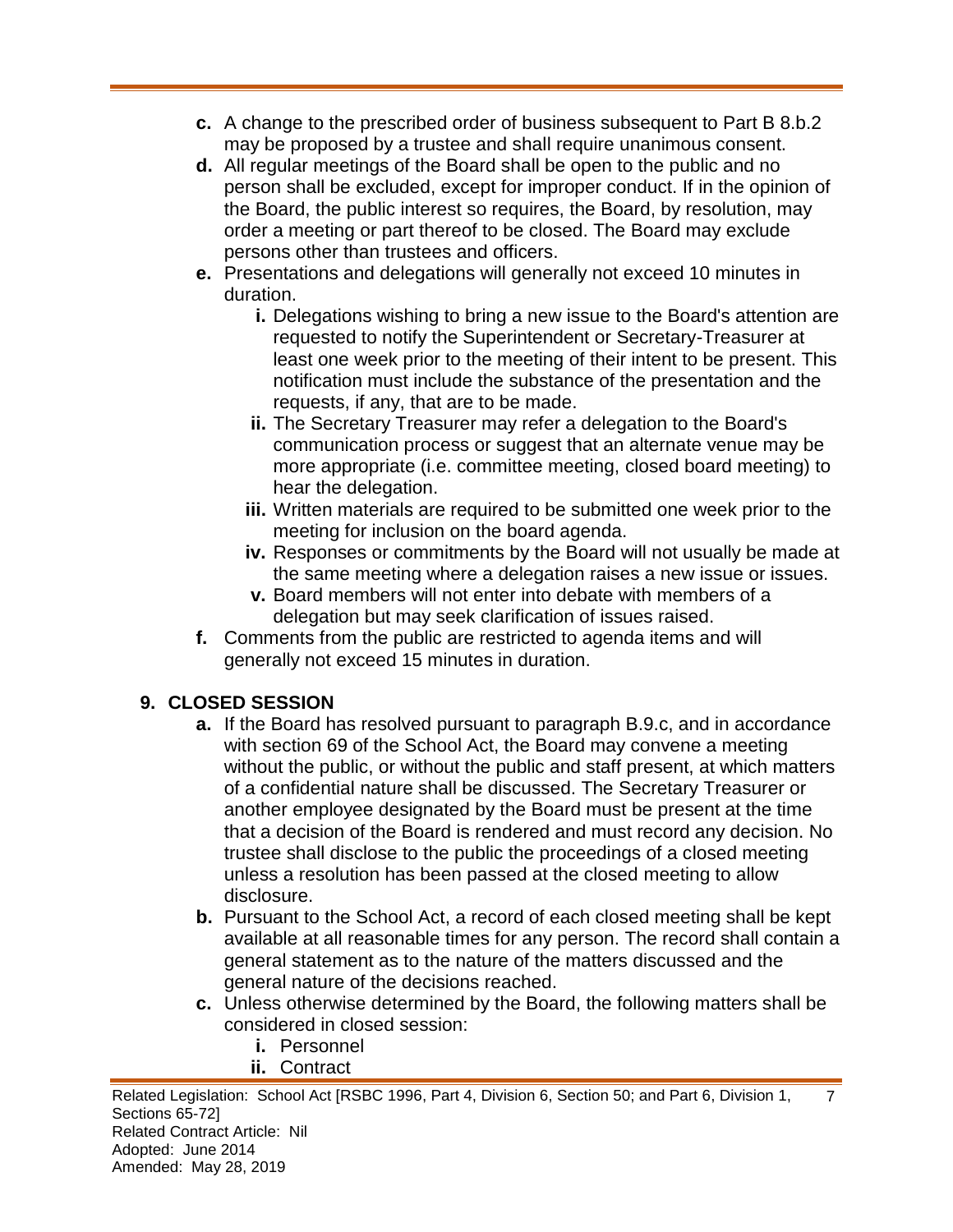c. A change to the prescribed order of business subsequent to Part B 8.b.2 may be proposed by a trustee and shall require unanimous consent.

d. All regular meetings of the Board shall be open to the public and no person shall be excluded, except for improper conduct. If in the opinion of the Board, the public interest so requires, the Board, by resolution, may order a meeting or part thereof to be closed. The Board may exclude persons other than trustees and officers.

e. Presentations and delegations will generally not exceed 10 minutes in duration.

   i. Delegations wishing to bring a new issue to the Board's attention are requested to notify the Superintendent or Secretary-Treasurer at least one week prior to the meeting of their intent to be present. This notification must include the substance of the presentation and the requests, if any, that are to be made.

   ii. The Secretary Treasurer may refer a delegation to the Board's communication process or suggest that an alternate venue may be more appropriate (i.e. committee meeting, closed board meeting) to hear the delegation.

   iii. Written materials are required to be submitted one week prior to the meeting for inclusion on the board agenda.

   iv. Responses or commitments by the Board will not usually be made at the same meeting where a delegation raises a new issue or issues.

   v. Board members will not enter into debate with members of a delegation but may seek clarification of issues raised.

f. Comments from the public are restricted to agenda items and will generally not exceed 15 minutes in duration.

## 9. CLOSED SESSION

a. If the Board has resolved pursuant to paragraph B.9.c, and in accordance with section 69 of the School Act, the Board may convene a meeting without the public, or without the public and staff present, at which matters of a confidential nature shall be discussed. The Secretary Treasurer or another employee designated by the Board must be present at the time that a decision of the Board is rendered and must record any decision. No trustee shall disclose to the public the proceedings of a closed meeting unless a resolution has been passed at the closed meeting to allow disclosure.

b. Pursuant to the School Act, a record of each closed meeting shall be kept available at all reasonable times for any person. The record shall contain a general statement as to the nature of the matters discussed and the general nature of the decisions reached.

c. Unless otherwise determined by the Board, the following matters shall be considered in closed session:

   i. Personnel

   ii. Contract

Related Legislation: School Act [RSBC 1996, Part 4, Division 6, Section 50; and Part 6, Division 1, Sections 65-72]
Related Contract Article: Nil
Adopted: June 2014
Amended: May 28, 2019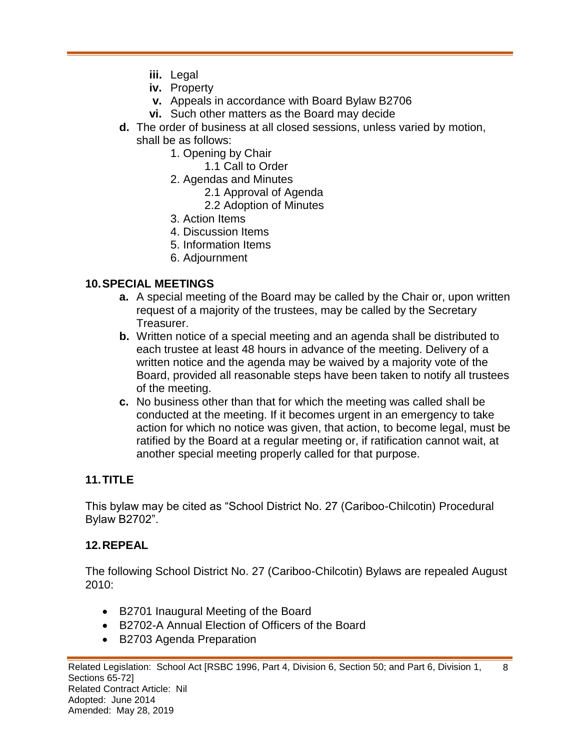- **iii.** Legal
- **iv.** Property
- **v.** Appeals in accordance with Board Bylaw B2706
- **vi.** Such other matters as the Board may decide

**d.** The order of business at all closed sessions, unless varied by motion, shall be as follows:

1. Opening by Chair
   - 1.1 Call to Order
2. Agendas and Minutes
   - 2.1 Approval of Agenda
   - 2.2 Adoption of Minutes
3. Action Items
4. Discussion Items
5. Information Items
6. Adjournment

## 10. SPECIAL MEETINGS

**a.** A special meeting of the Board may be called by the Chair or, upon written request of a majority of the trustees, may be called by the Secretary Treasurer.

**b.** Written notice of a special meeting and an agenda shall be distributed to each trustee at least 48 hours in advance of the meeting. Delivery of a written notice and the agenda may be waived by a majority vote of the Board, provided all reasonable steps have been taken to notify all trustees of the meeting.

**c.** No business other than that for which the meeting was called shall be conducted at the meeting. If it becomes urgent in an emergency to take action for which no notice was given, that action, to become legal, must be ratified by the Board at a regular meeting or, if ratification cannot wait, at another special meeting properly called for that purpose.

## 11. TITLE

This bylaw may be cited as "School District No. 27 (Cariboo-Chilcotin) Procedural Bylaw B2702".

## 12. REPEAL

The following School District No. 27 (Cariboo-Chilcotin) Bylaws are repealed August 2010:

- B2701 Inaugural Meeting of the Board
- B2702-A Annual Election of Officers of the Board
- B2703 Agenda Preparation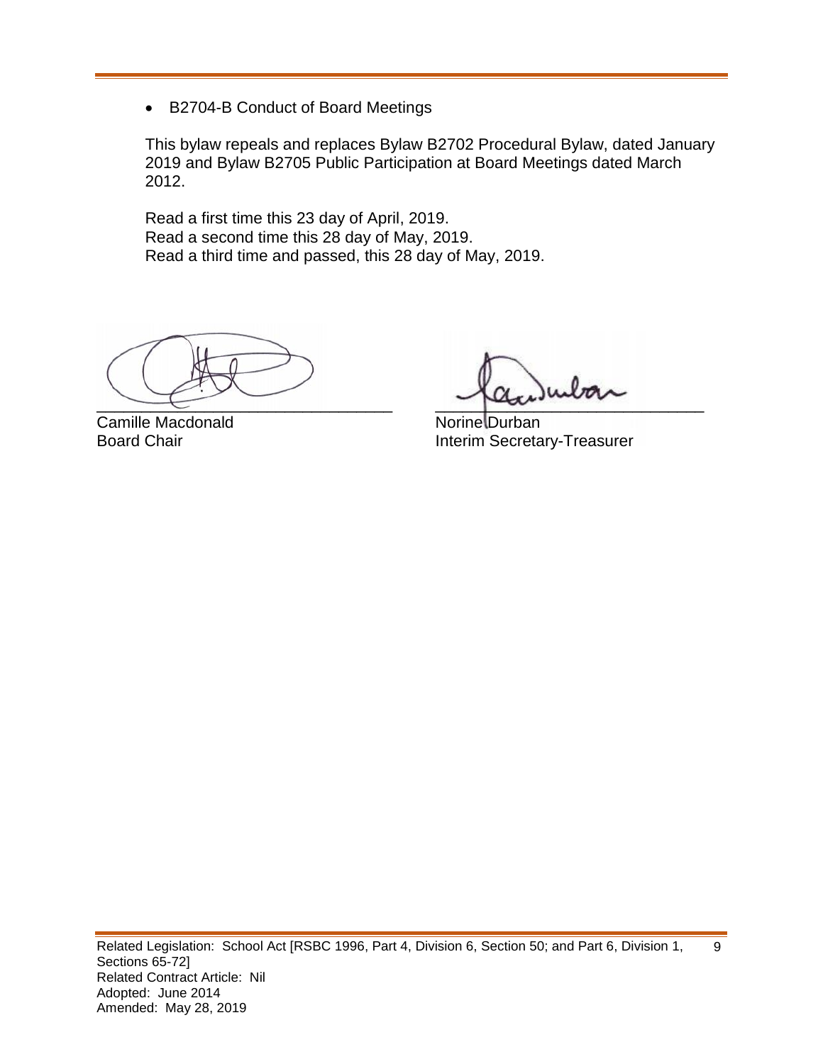- B2704-B Conduct of Board Meetings

This bylaw repeals and replaces Bylaw B2702 Procedural Bylaw, dated January 2019 and Bylaw B2705 Public Participation at Board Meetings dated March 2012.

Read a first time this 23 day of April, 2019.
Read a second time this 28 day of May, 2019.
Read a third time and passed, this 28 day of May, 2019.

| | |
|---|---|
| \_\_\_\_\_\_\_\_\_\_\_\_\_\_\_\_\_\_\_\_\_\_\_\_\_\_\_\_\_\_ | \_\_\_\_\_\_\_\_\_\_\_\_\_\_\_\_\_\_\_\_\_\_\_\_\_\_\_\_\_\_ |
| Camille Macdonald | Norine Durban |
| Board Chair | Interim Secretary-Treasurer |

Related Legislation: School Act [RSBC 1996, Part 4, Division 6, Section 50; and Part 6, Division 1, Sections 65-72]
Related Contract Article: Nil
Adopted: June 2014
Amended: May 28, 2019